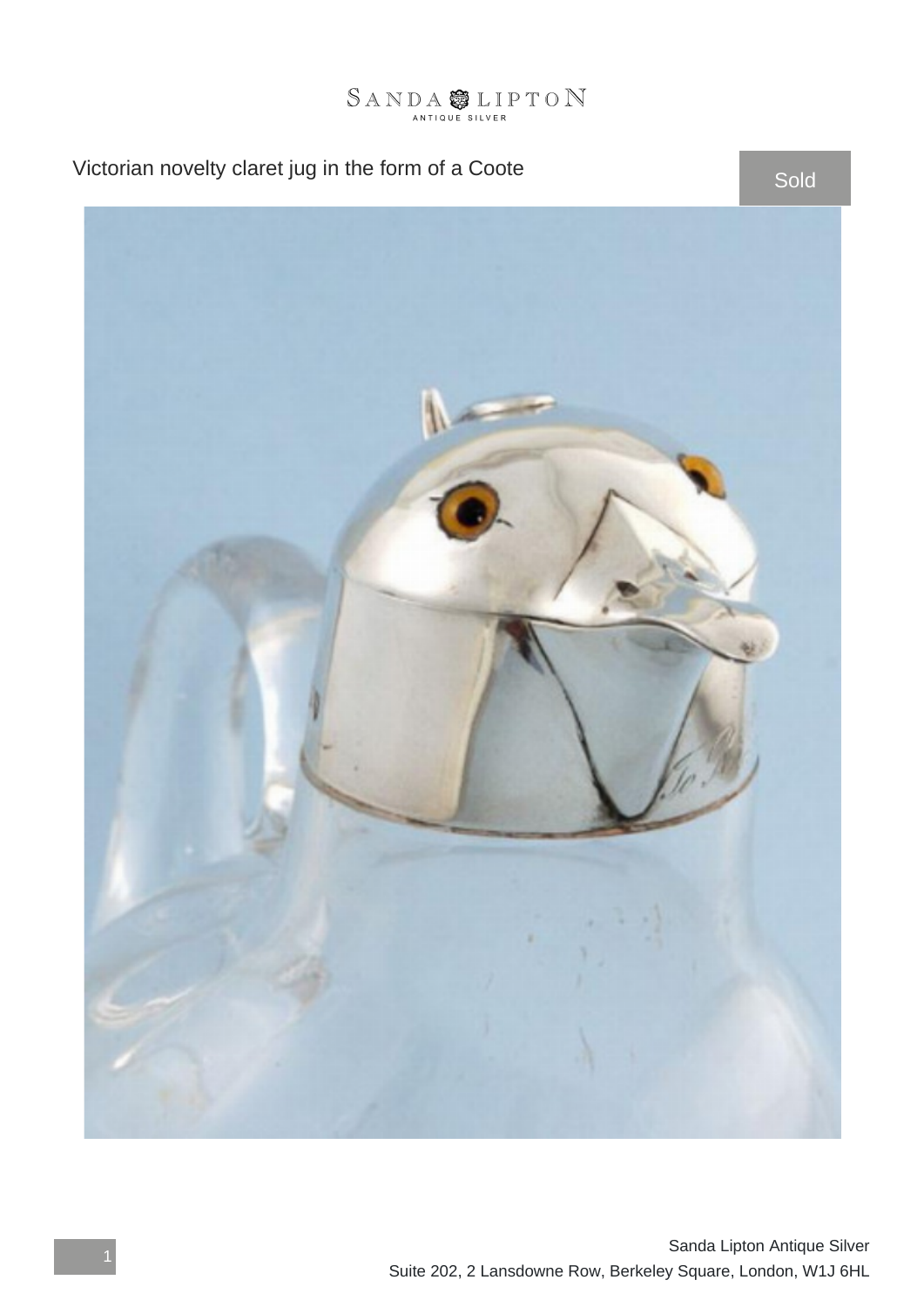SANDA LIPTON
ANTIQUE SILVER

# Victorian novelty claret jug in the form of a Coote

Sold

Sanda Lipton Antique Silver
Suite 202, 2 Lansdowne Row, Berkeley Square, London, W1J 6HL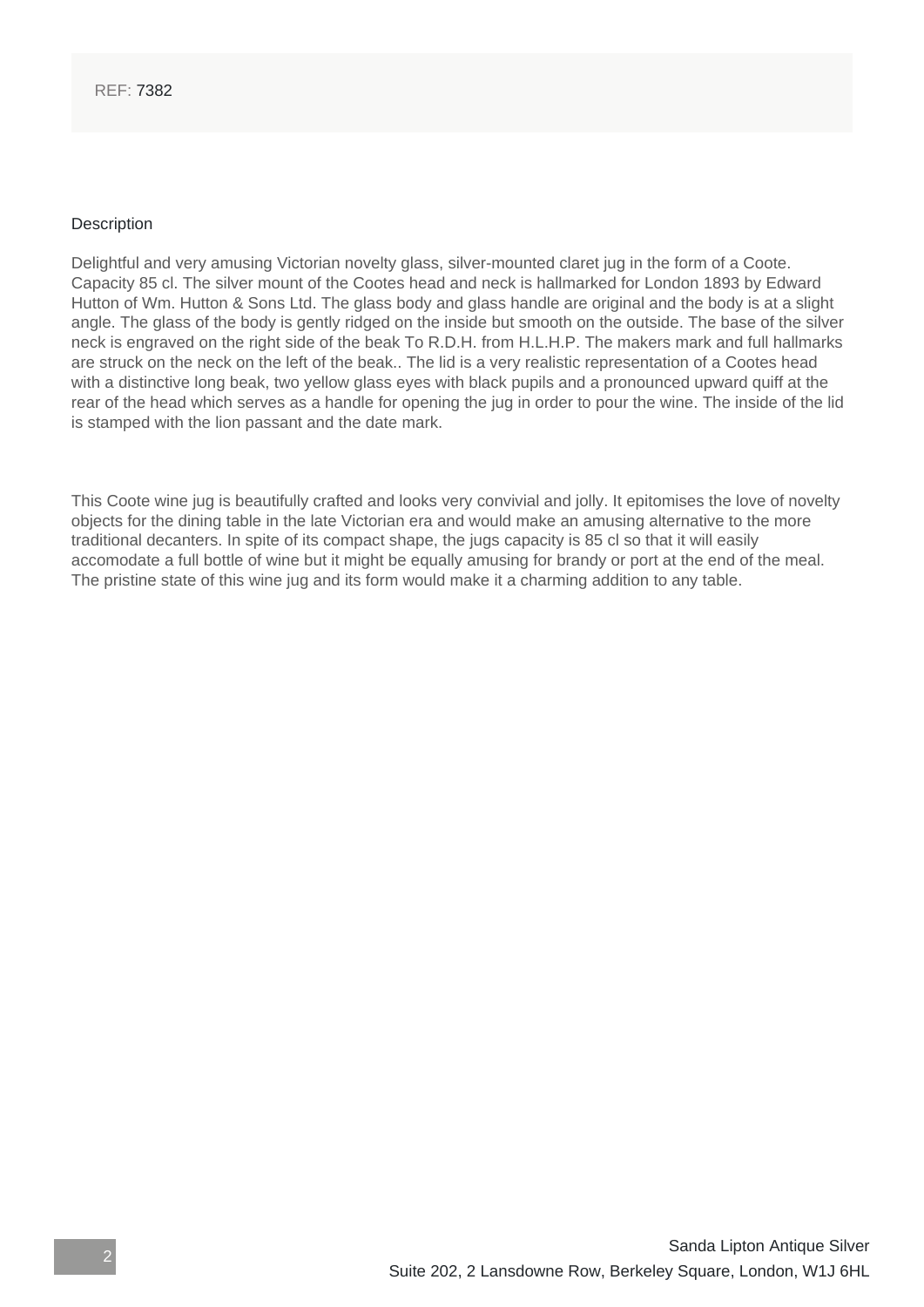REF: 7382

## Description

Delightful and very amusing Victorian novelty glass, silver-mounted claret jug in the form of a Coote. Capacity 85 cl. The silver mount of the Cootes head and neck is hallmarked for London 1893 by Edward Hutton of Wm. Hutton & Sons Ltd. The glass body and glass handle are original and the body is at a slight angle. The glass of the body is gently ridged on the inside but smooth on the outside. The base of the silver neck is engraved on the right side of the beak To R.D.H. from H.L.H.P. The makers mark and full hallmarks are struck on the neck on the left of the beak.. The lid is a very realistic representation of a Cootes head with a distinctive long beak, two yellow glass eyes with black pupils and a pronounced upward quiff at the rear of the head which serves as a handle for opening the jug in order to pour the wine. The inside of the lid is stamped with the lion passant and the date mark.

This Coote wine jug is beautifully crafted and looks very convivial and jolly. It epitomises the love of novelty objects for the dining table in the late Victorian era and would make an amusing alternative to the more traditional decanters. In spite of its compact shape, the jugs capacity is 85 cl so that it will easily accomodate a full bottle of wine but it might be equally amusing for brandy or port at the end of the meal. The pristine state of this wine jug and its form would make it a charming addition to any table.

Sanda Lipton Antique Silver
Suite 202, 2 Lansdowne Row, Berkeley Square, London, W1J 6HL